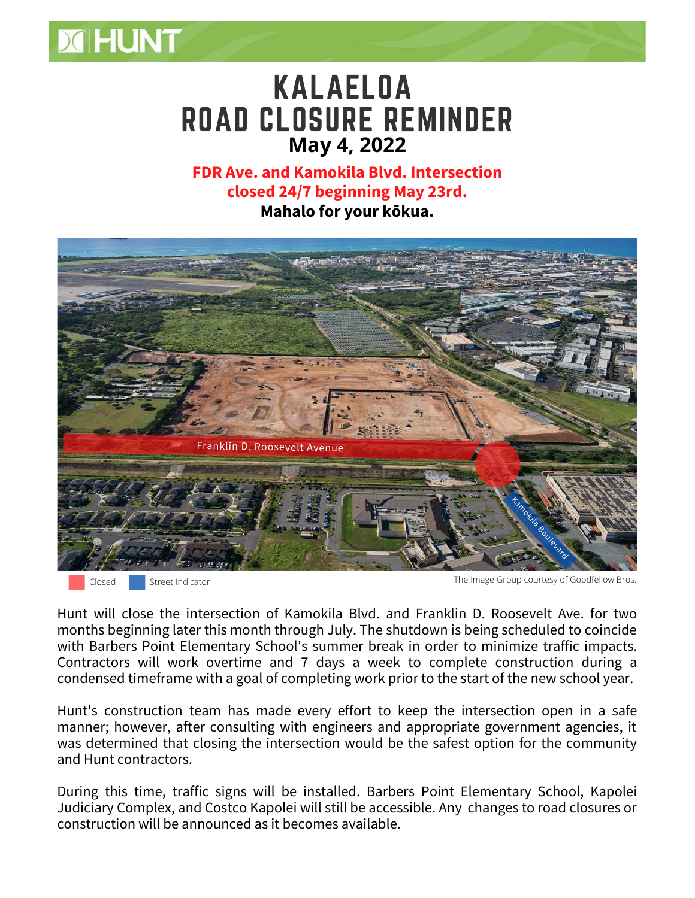HUNT

# KALAELOA
# ROAD CLOSURE REMINDER

**May 4, 2022**

**FDR Ave. and Kamokila Blvd. Intersection closed 24/7 beginning May 23rd.**

**Mahalo for your kōkua.**

Franklin D. Roosevelt Avenue

Kamokila Boulevard

Closed    Street Indicator

The Image Group courtesy of Goodfellow Bros.

Hunt will close the intersection of Kamokila Blvd. and Franklin D. Roosevelt Ave. for two months beginning later this month through July. The shutdown is being scheduled to coincide with Barbers Point Elementary School's summer break in order to minimize traffic impacts. Contractors will work overtime and 7 days a week to complete construction during a condensed timeframe with a goal of completing work prior to the start of the new school year.

Hunt's construction team has made every effort to keep the intersection open in a safe manner; however, after consulting with engineers and appropriate government agencies, it was determined that closing the intersection would be the safest option for the community and Hunt contractors.

During this time, traffic signs will be installed. Barbers Point Elementary School, Kapolei Judiciary Complex, and Costco Kapolei will still be accessible. Any changes to road closures or construction will be announced as it becomes available.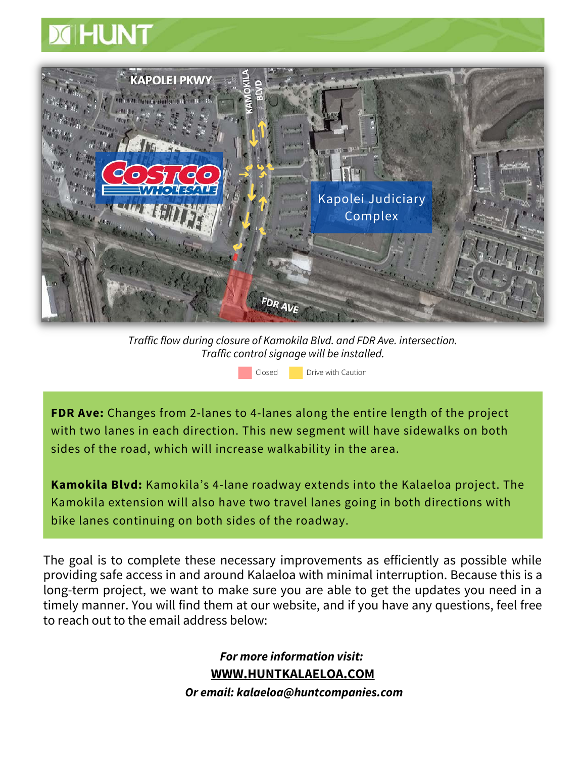KAPOLEI PKWY

KAMOKILA BLVD

COSTCO WHOLESALE

Kapolei Judiciary Complex

FDR AVE

*Traffic flow during closure of Kamokila Blvd. and FDR Ave. intersection.*
*Traffic control signage will be installed.*

Closed    Drive with Caution

**FDR Ave:** Changes from 2-lanes to 4-lanes along the entire length of the project with two lanes in each direction. This new segment will have sidewalks on both sides of the road, which will increase walkability in the area.

**Kamokila Blvd:** Kamokila's 4-lane roadway extends into the Kalaeloa project. The Kamokila extension will also have two travel lanes going in both directions with bike lanes continuing on both sides of the roadway.

The goal is to complete these necessary improvements as efficiently as possible while providing safe access in and around Kalaeloa with minimal interruption. Because this is a long-term project, we want to make sure you are able to get the updates you need in a timely manner. You will find them at our website, and if you have any questions, feel free to reach out to the email address below:

***For more information visit:***

**WWW.HUNTKALAELOA.COM**

***Or email: kalaeloa@huntcompanies.com***